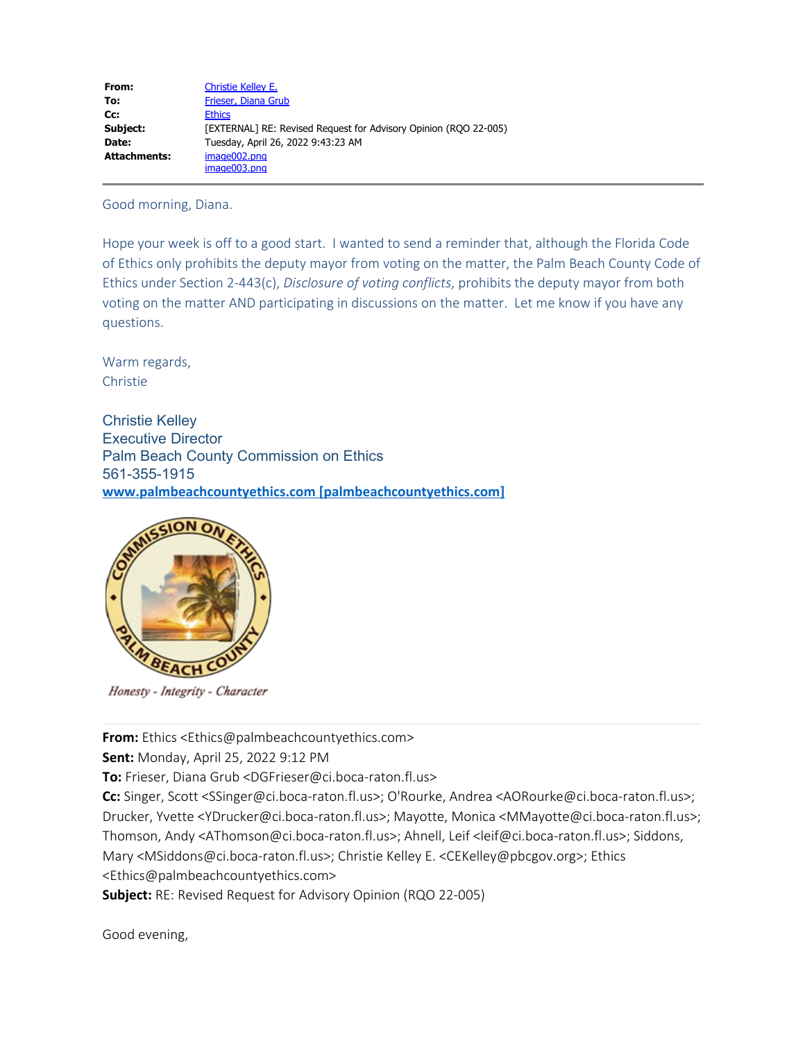| | |
|---|---|
| **From:** | Christie Kelley E. |
| **To:** | Frieser, Diana Grub |
| **Cc:** | Ethics |
| **Subject:** | [EXTERNAL] RE: Revised Request for Advisory Opinion (RQO 22-005) |
| **Date:** | Tuesday, April 26, 2022 9:43:23 AM |
| **Attachments:** | image002.png<br>image003.png |

---

Good morning, Diana.

Hope your week is off to a good start. I wanted to send a reminder that, although the Florida Code of Ethics only prohibits the deputy mayor from voting on the matter, the Palm Beach County Code of Ethics under Section 2-443(c), *Disclosure of voting conflicts*, prohibits the deputy mayor from both voting on the matter AND participating in discussions on the matter. Let me know if you have any questions.

Warm regards,
Christie

Christie Kelley
Executive Director
Palm Beach County Commission on Ethics
561-355-1915
**www.palmbeachcountyethics.com [palmbeachcountyethics.com]**

COMMISSION ON ETHICS • PALM BEACH COUNTY •

*Honesty - Integrity - Character*

---

**From:** Ethics <Ethics@palmbeachcountyethics.com>
**Sent:** Monday, April 25, 2022 9:12 PM
**To:** Frieser, Diana Grub <DGFrieser@ci.boca-raton.fl.us>
**Cc:** Singer, Scott <SSinger@ci.boca-raton.fl.us>; O'Rourke, Andrea <AORourke@ci.boca-raton.fl.us>; Drucker, Yvette <YDrucker@ci.boca-raton.fl.us>; Mayotte, Monica <MMayotte@ci.boca-raton.fl.us>; Thomson, Andy <AThomson@ci.boca-raton.fl.us>; Ahnell, Leif <leif@ci.boca-raton.fl.us>; Siddons, Mary <MSiddons@ci.boca-raton.fl.us>; Christie Kelley E. <CEKelley@pbcgov.org>; Ethics <Ethics@palmbeachcountyethics.com>
**Subject:** RE: Revised Request for Advisory Opinion (RQO 22-005)

Good evening,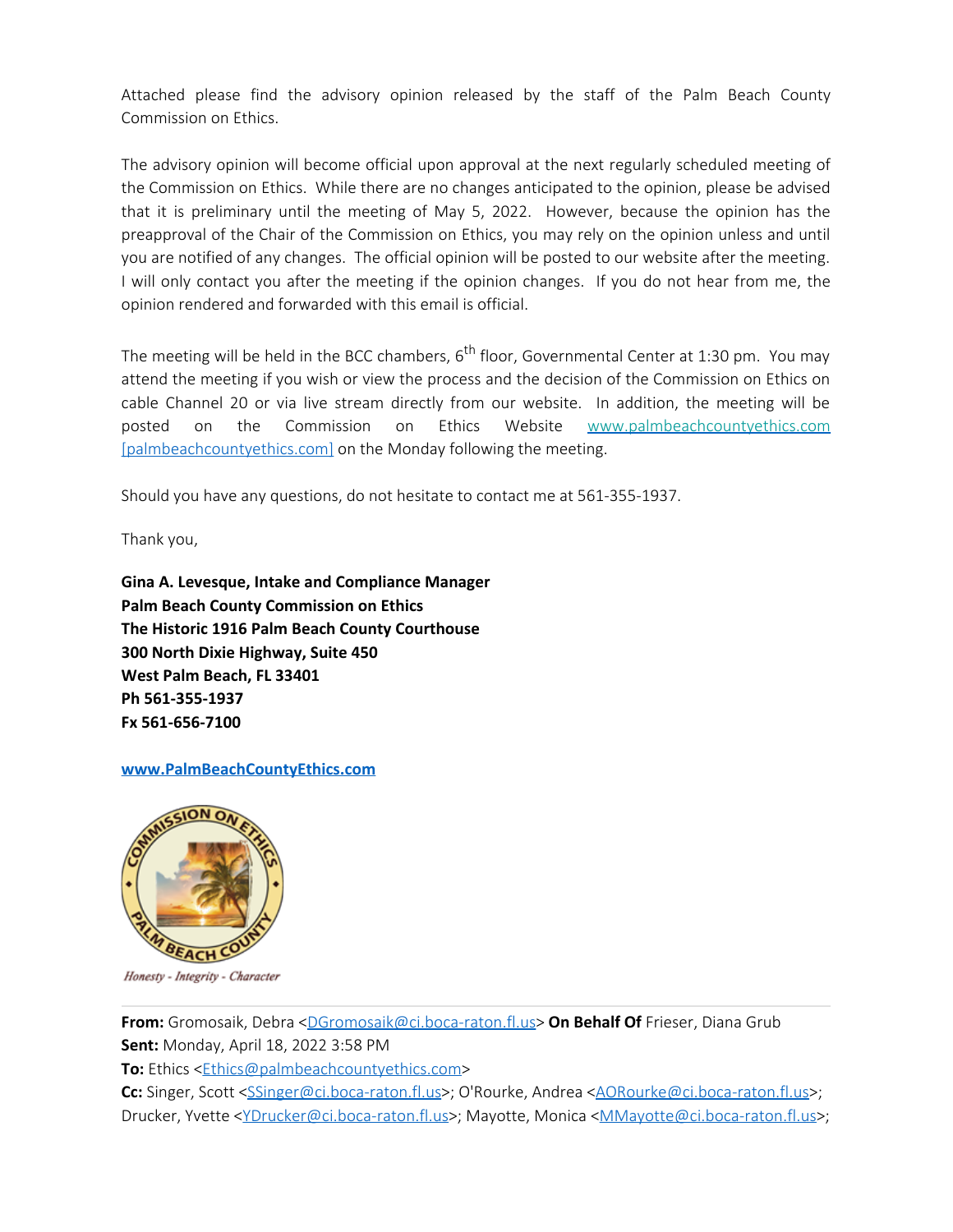Attached please find the advisory opinion released by the staff of the Palm Beach County Commission on Ethics.

The advisory opinion will become official upon approval at the next regularly scheduled meeting of the Commission on Ethics. While there are no changes anticipated to the opinion, please be advised that it is preliminary until the meeting of May 5, 2022. However, because the opinion has the preapproval of the Chair of the Commission on Ethics, you may rely on the opinion unless and until you are notified of any changes. The official opinion will be posted to our website after the meeting. I will only contact you after the meeting if the opinion changes. If you do not hear from me, the opinion rendered and forwarded with this email is official.

The meeting will be held in the BCC chambers, 6th floor, Governmental Center at 1:30 pm. You may attend the meeting if you wish or view the process and the decision of the Commission on Ethics on cable Channel 20 or via live stream directly from our website. In addition, the meeting will be posted on the Commission on Ethics Website www.palmbeachcountyethics.com [palmbeachcountyethics.com] on the Monday following the meeting.

Should you have any questions, do not hesitate to contact me at 561-355-1937.

Thank you,

**Gina A. Levesque, Intake and Compliance Manager**
**Palm Beach County Commission on Ethics**
**The Historic 1916 Palm Beach County Courthouse**
**300 North Dixie Highway, Suite 450**
**West Palm Beach, FL 33401**
**Ph 561-355-1937**
**Fx 561-656-7100**

**www.PalmBeachCountyEthics.com**

*Honesty - Integrity - Character*

---

**From:** Gromosaik, Debra <DGromosaik@ci.boca-raton.fl.us> **On Behalf Of** Frieser, Diana Grub
**Sent:** Monday, April 18, 2022 3:58 PM
**To:** Ethics <Ethics@palmbeachcountyethics.com>
**Cc:** Singer, Scott <SSinger@ci.boca-raton.fl.us>; O'Rourke, Andrea <AORourke@ci.boca-raton.fl.us>; Drucker, Yvette <YDrucker@ci.boca-raton.fl.us>; Mayotte, Monica <MMayotte@ci.boca-raton.fl.us>;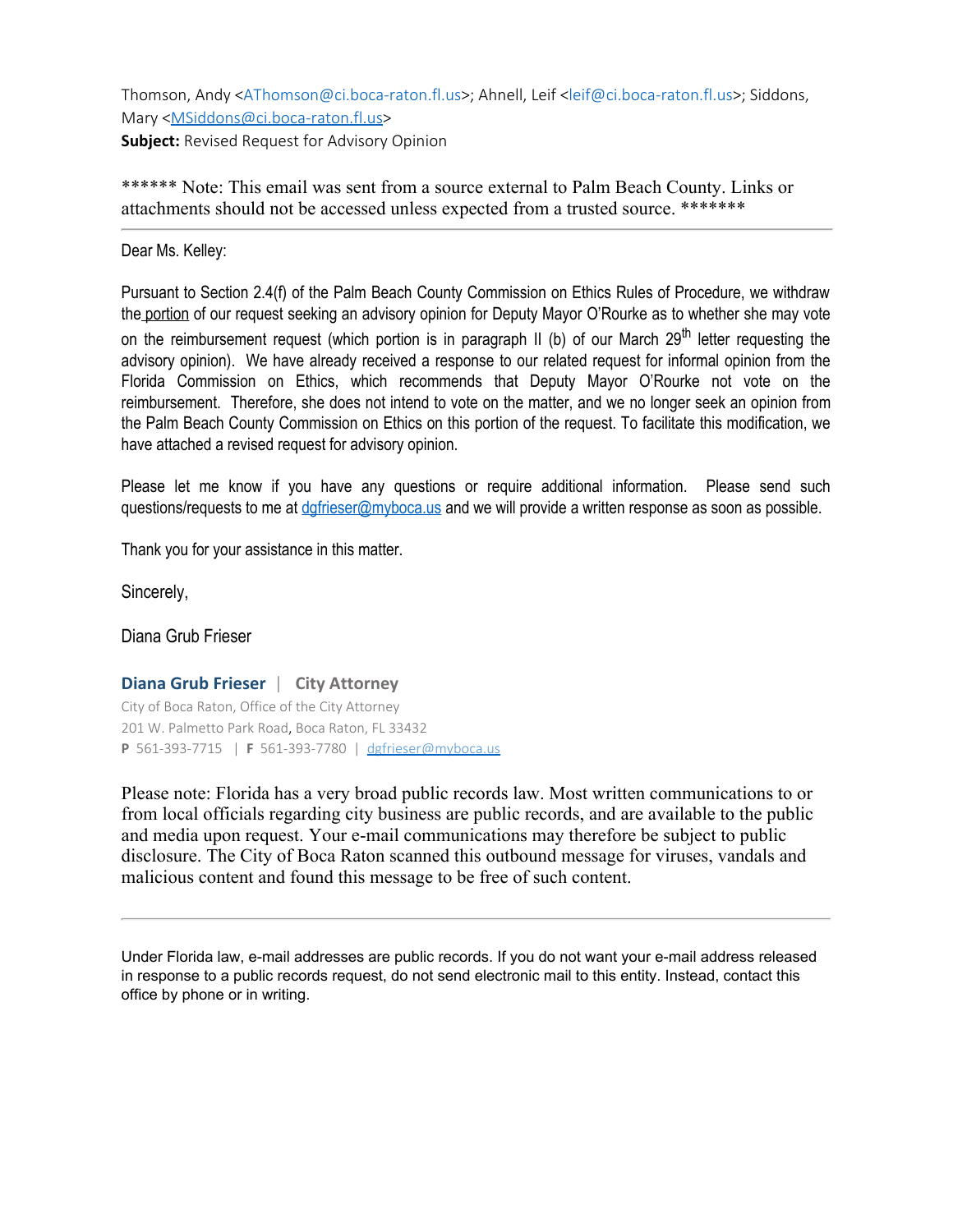Thomson, Andy <AThomson@ci.boca-raton.fl.us>; Ahnell, Leif <leif@ci.boca-raton.fl.us>; Siddons, Mary <MSiddons@ci.boca-raton.fl.us>

**Subject:** Revised Request for Advisory Opinion

****** Note: This email was sent from a source external to Palm Beach County. Links or attachments should not be accessed unless expected from a trusted source. *******

---

Dear Ms. Kelley:

Pursuant to Section 2.4(f) of the Palm Beach County Commission on Ethics Rules of Procedure, we withdraw the portion of our request seeking an advisory opinion for Deputy Mayor O'Rourke as to whether she may vote on the reimbursement request (which portion is in paragraph II (b) of our March 29th letter requesting the advisory opinion). We have already received a response to our related request for informal opinion from the Florida Commission on Ethics, which recommends that Deputy Mayor O'Rourke not vote on the reimbursement. Therefore, she does not intend to vote on the matter, and we no longer seek an opinion from the Palm Beach County Commission on Ethics on this portion of the request. To facilitate this modification, we have attached a revised request for advisory opinion.

Please let me know if you have any questions or require additional information. Please send such questions/requests to me at dgfrieser@myboca.us and we will provide a written response as soon as possible.

Thank you for your assistance in this matter.

Sincerely,

Diana Grub Frieser

**Diana Grub Frieser** | **City Attorney**

City of Boca Raton, Office of the City Attorney
201 W. Palmetto Park Road, Boca Raton, FL 33432
**P** 561-393-7715 | **F** 561-393-7780 | dgfrieser@myboca.us

Please note: Florida has a very broad public records law. Most written communications to or from local officials regarding city business are public records, and are available to the public and media upon request. Your e-mail communications may therefore be subject to public disclosure. The City of Boca Raton scanned this outbound message for viruses, vandals and malicious content and found this message to be free of such content.

---

Under Florida law, e-mail addresses are public records. If you do not want your e-mail address released in response to a public records request, do not send electronic mail to this entity. Instead, contact this office by phone or in writing.